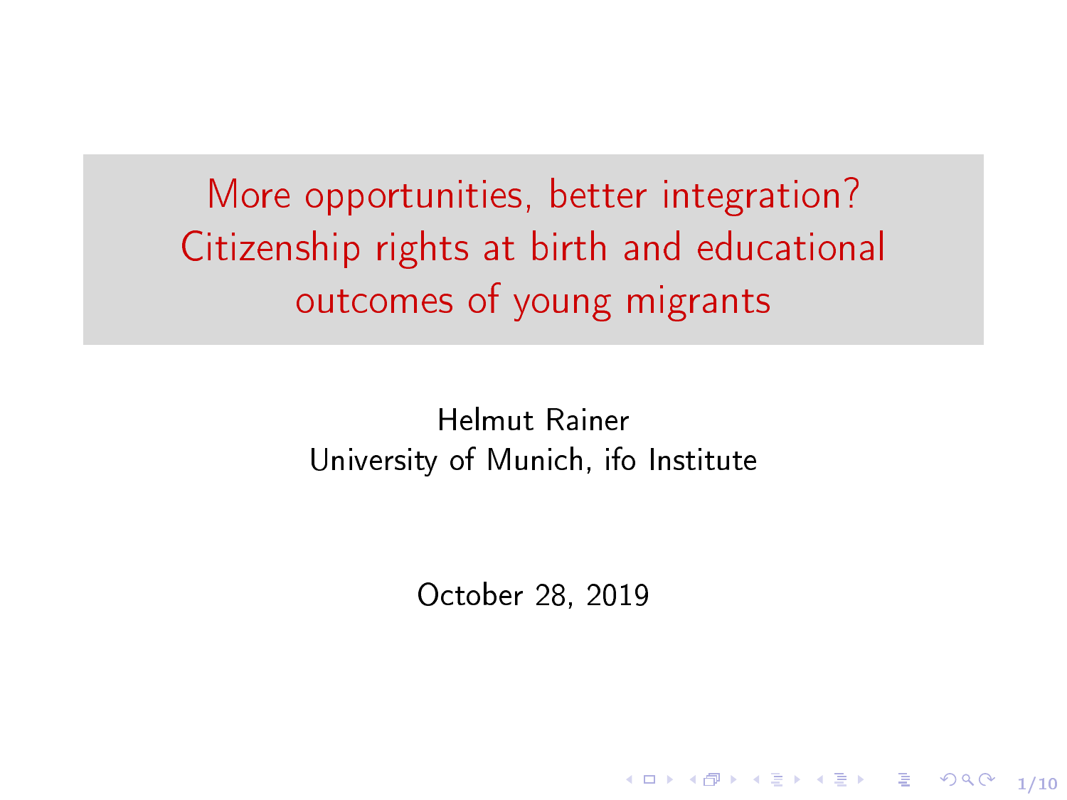# More opportunities, better integration? Citizenship rights at birth and educational outcomes of young migrants

Helmut Rainer
University of Munich, ifo Institute

October 28, 2019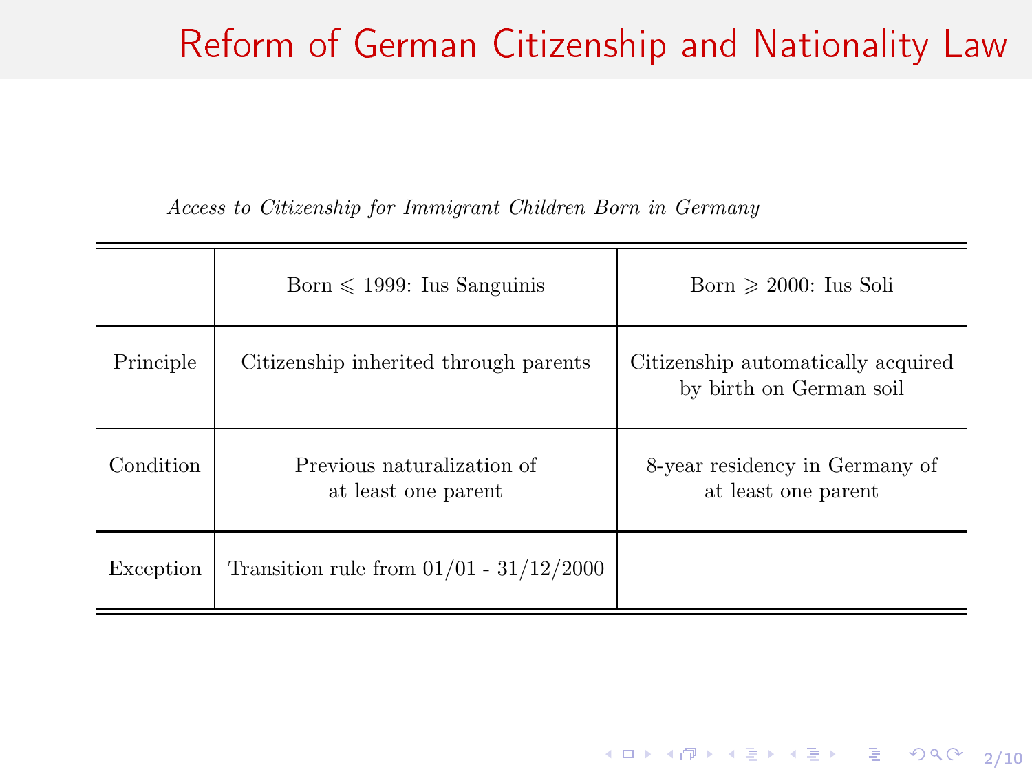# Reform of German Citizenship and Nationality Law

*Access to Citizenship for Immigrant Children Born in Germany*

| | Born $\leqslant$ 1999: Ius Sanguinis | Born $\geqslant$ 2000: Ius Soli |
|---|---|---|
| Principle | Citizenship inherited through parents | Citizenship automatically acquired by birth on German soil |
| Condition | Previous naturalization of at least one parent | 8-year residency in Germany of at least one parent |
| Exception | Transition rule from 01/01 - 31/12/2000 | |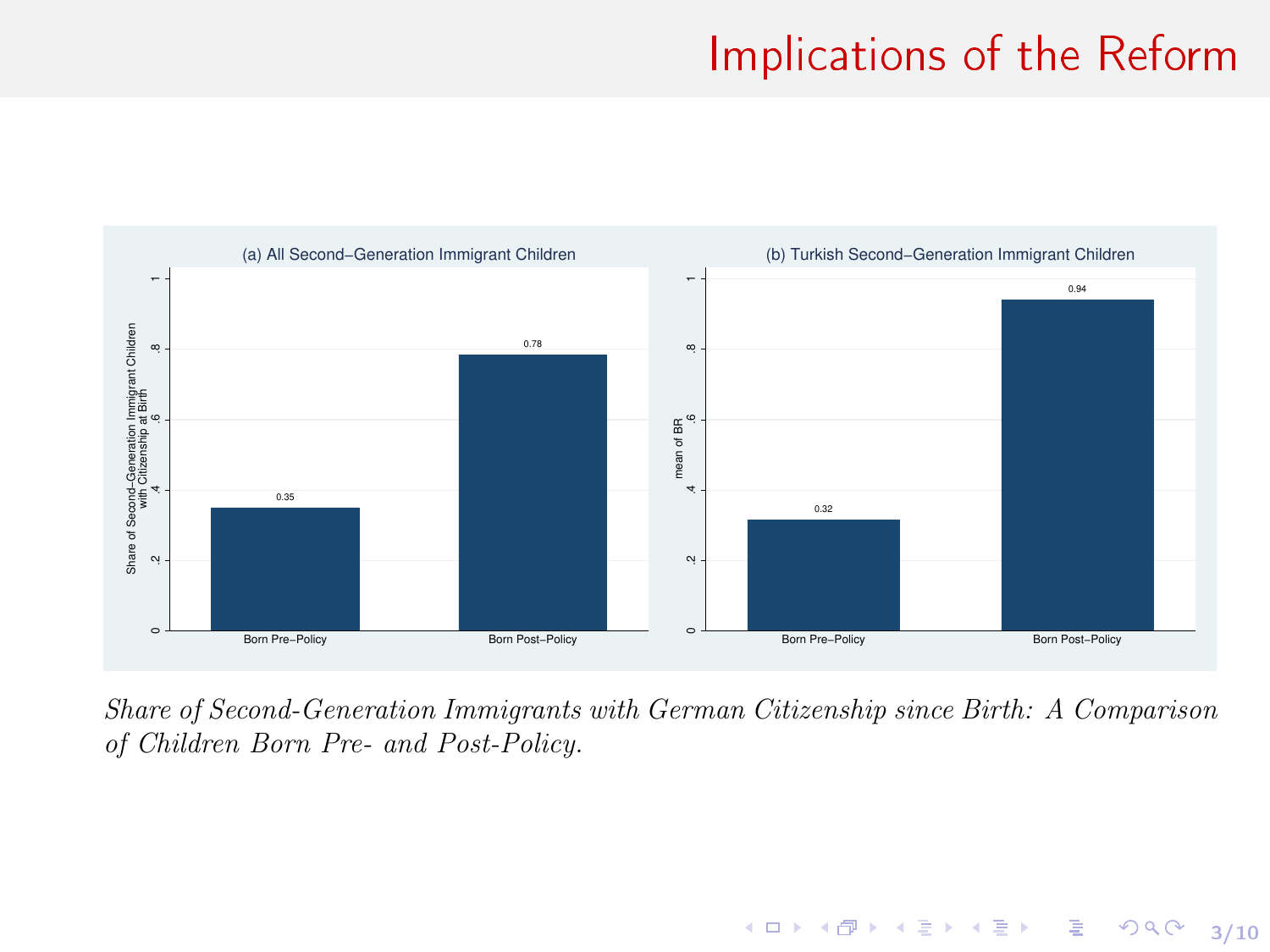# Implications of the Reform

*Share of Second-Generation Immigrants with German Citizenship since Birth: A Comparison of Children Born Pre- and Post-Policy.*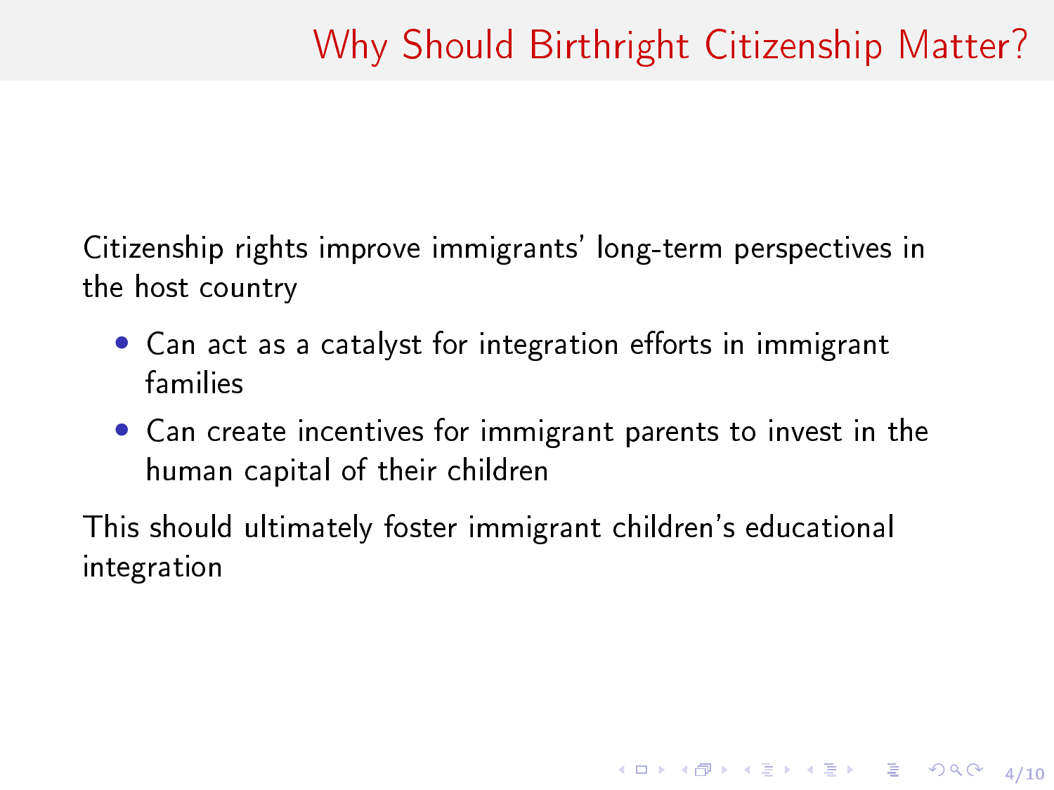# Why Should Birthright Citizenship Matter?

Citizenship rights improve immigrants' long-term perspectives in the host country

- Can act as a catalyst for integration efforts in immigrant families
- Can create incentives for immigrant parents to invest in the human capital of their children

This should ultimately foster immigrant children's educational integration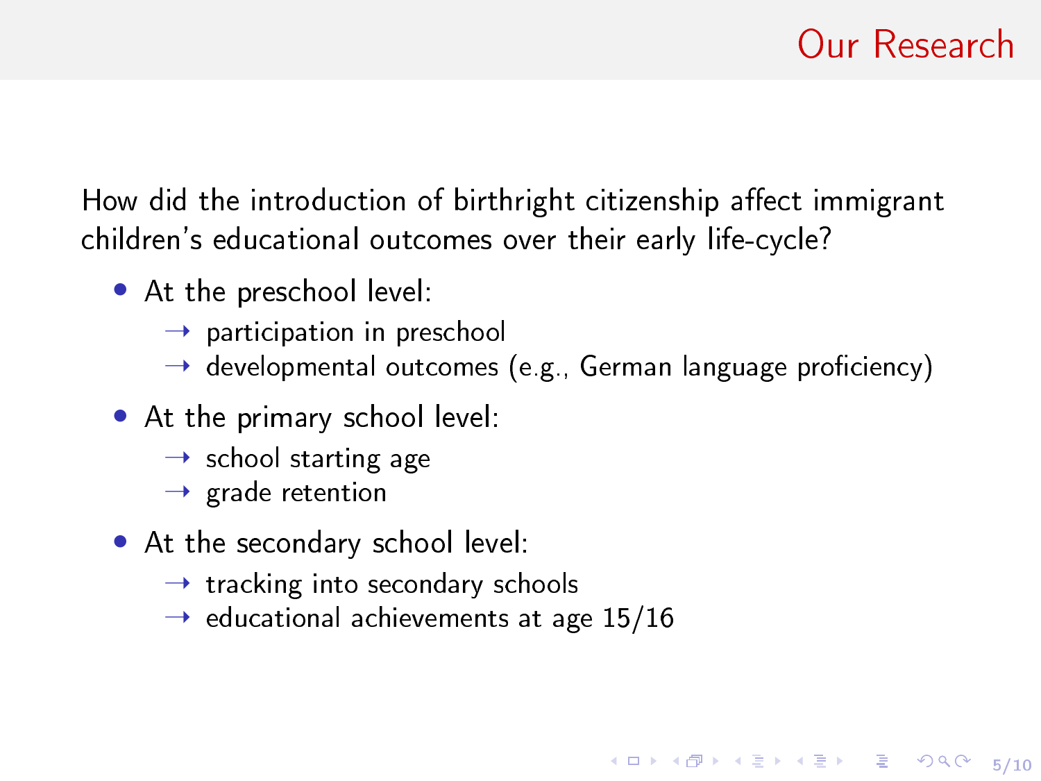# Our Research

How did the introduction of birthright citizenship affect immigrant children's educational outcomes over their early life-cycle?

- At the preschool level:
  - → participation in preschool
  - → developmental outcomes (e.g., German language proficiency)
- At the primary school level:
  - → school starting age
  - → grade retention
- At the secondary school level:
  - → tracking into secondary schools
  - → educational achievements at age 15/16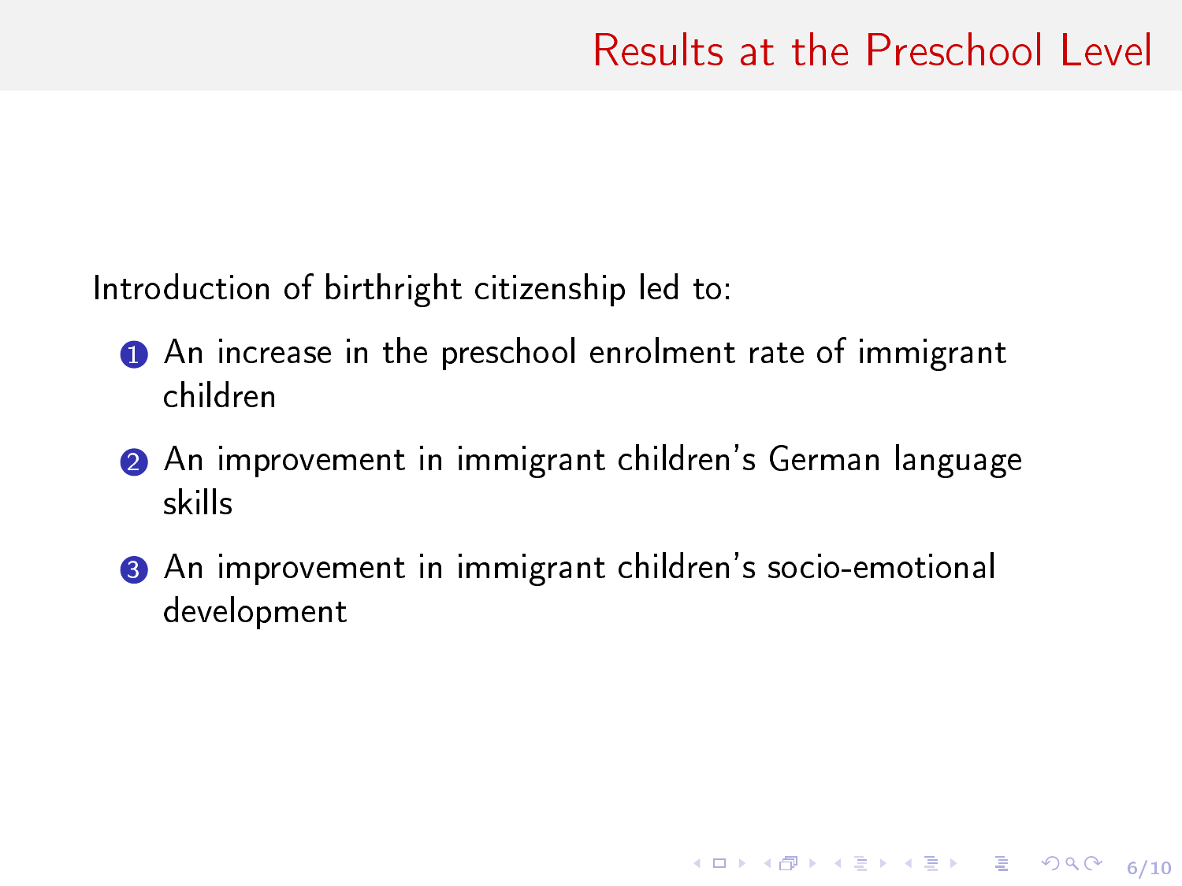## Results at the Preschool Level

Introduction of birthright citizenship led to:

1. An increase in the preschool enrolment rate of immigrant children
2. An improvement in immigrant children's German language skills
3. An improvement in immigrant children's socio-emotional development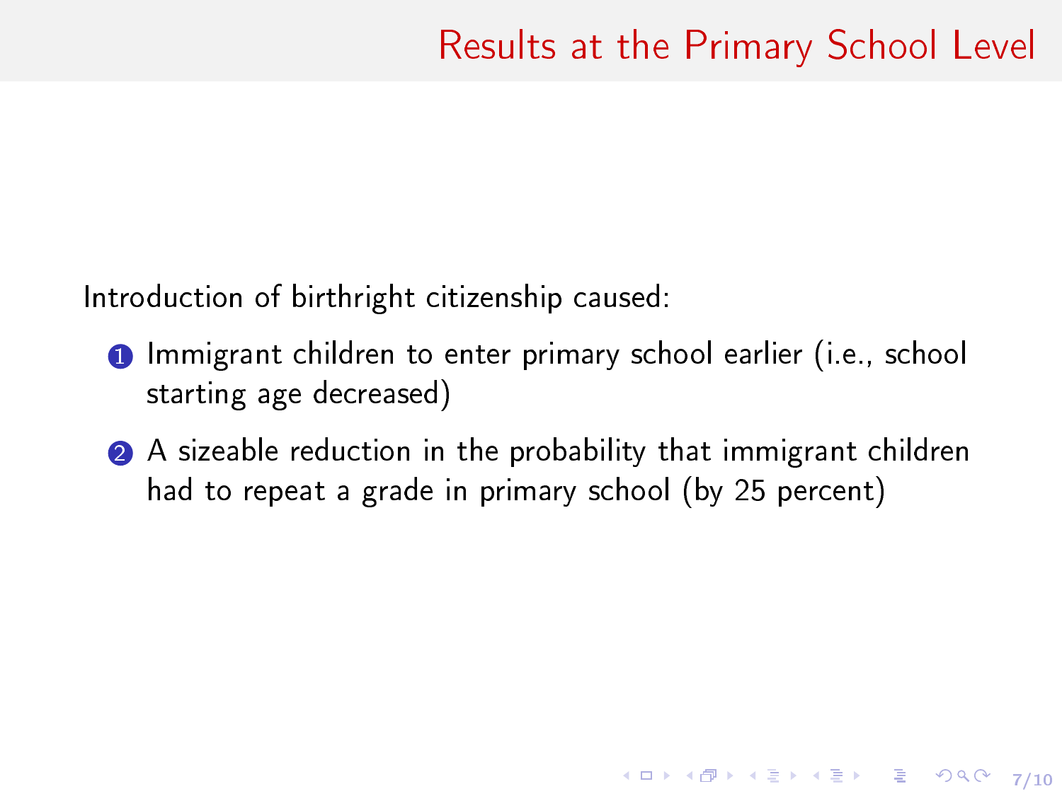# Results at the Primary School Level

Introduction of birthright citizenship caused:

1. Immigrant children to enter primary school earlier (i.e., school starting age decreased)
2. A sizeable reduction in the probability that immigrant children had to repeat a grade in primary school (by 25 percent)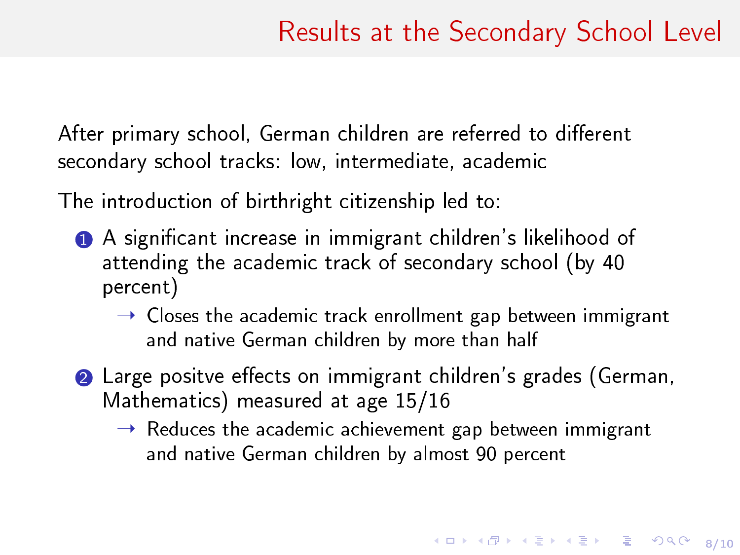# Results at the Secondary School Level

After primary school, German children are referred to different secondary school tracks: low, intermediate, academic

The introduction of birthright citizenship led to:

1. A significant increase in immigrant children's likelihood of attending the academic track of secondary school (by 40 percent)
   - → Closes the academic track enrollment gap between immigrant and native German children by more than half
2. Large positve effects on immigrant children's grades (German, Mathematics) measured at age 15/16
   - → Reduces the academic achievement gap between immigrant and native German children by almost 90 percent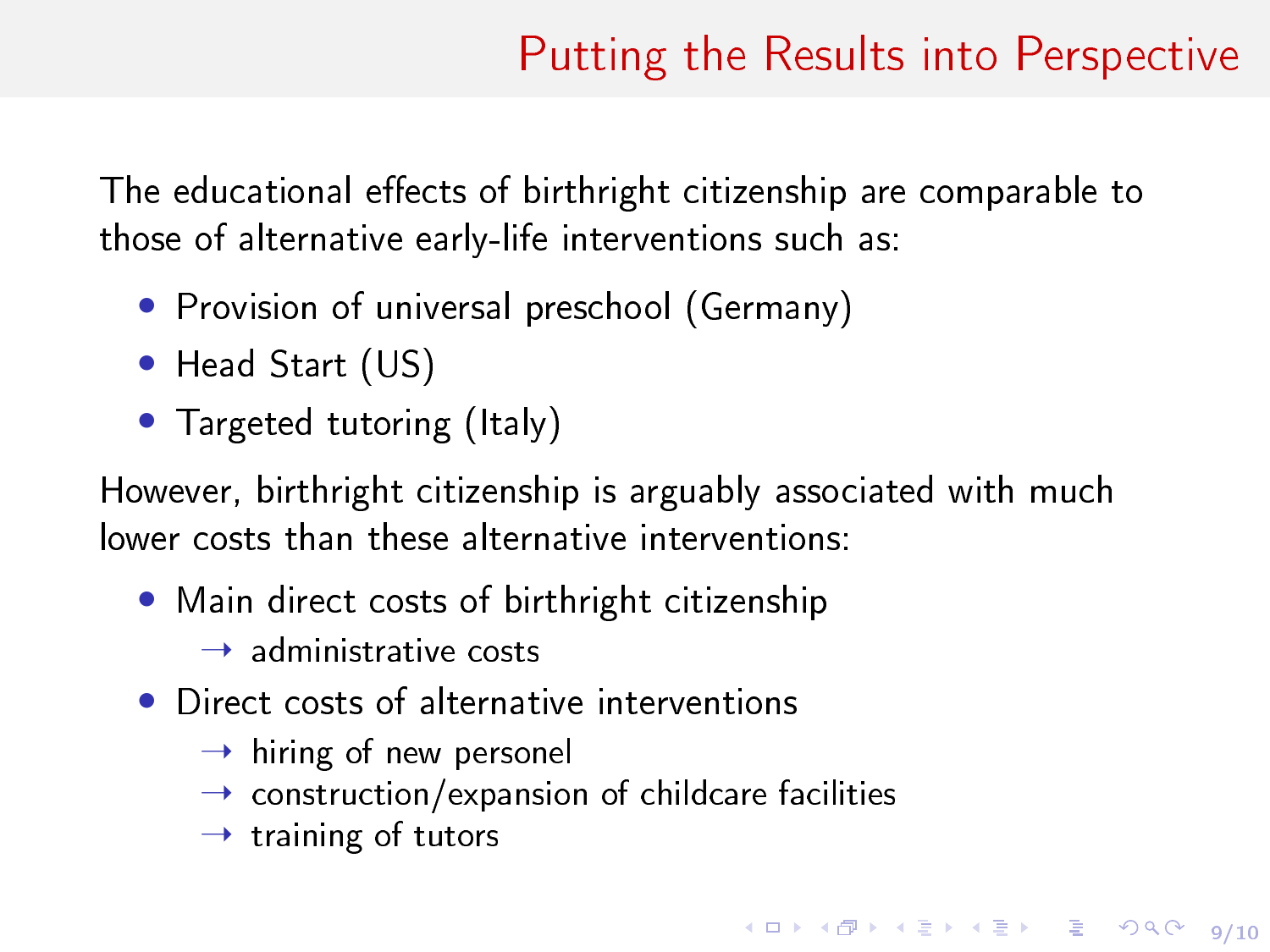# Putting the Results into Perspective

The educational effects of birthright citizenship are comparable to those of alternative early-life interventions such as:

- Provision of universal preschool (Germany)
- Head Start (US)
- Targeted tutoring (Italy)

However, birthright citizenship is arguably associated with much lower costs than these alternative interventions:

- Main direct costs of birthright citizenship
  - → administrative costs
- Direct costs of alternative interventions
  - → hiring of new personel
  - → construction/expansion of childcare facilities
  - → training of tutors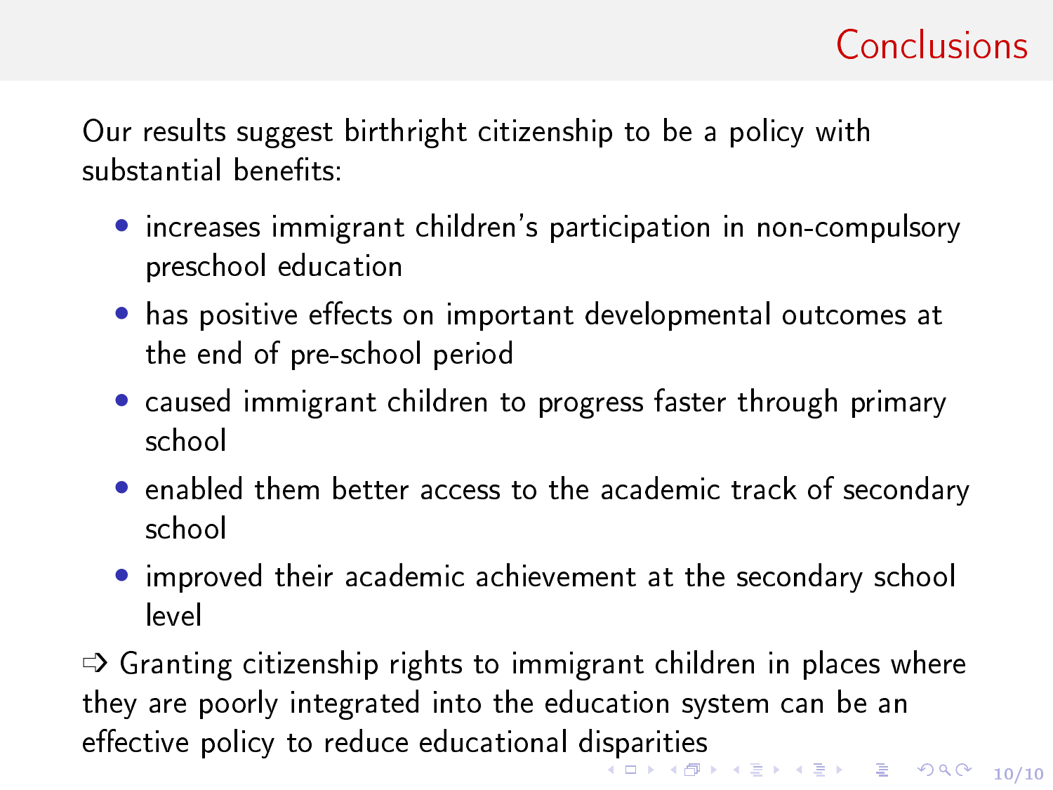# Conclusions

Our results suggest birthright citizenship to be a policy with substantial benefits:

- increases immigrant children's participation in non-compulsory preschool education
- has positive effects on important developmental outcomes at the end of pre-school period
- caused immigrant children to progress faster through primary school
- enabled them better access to the academic track of secondary school
- improved their academic achievement at the secondary school level

⇨ Granting citizenship rights to immigrant children in places where they are poorly integrated into the education system can be an effective policy to reduce educational disparities